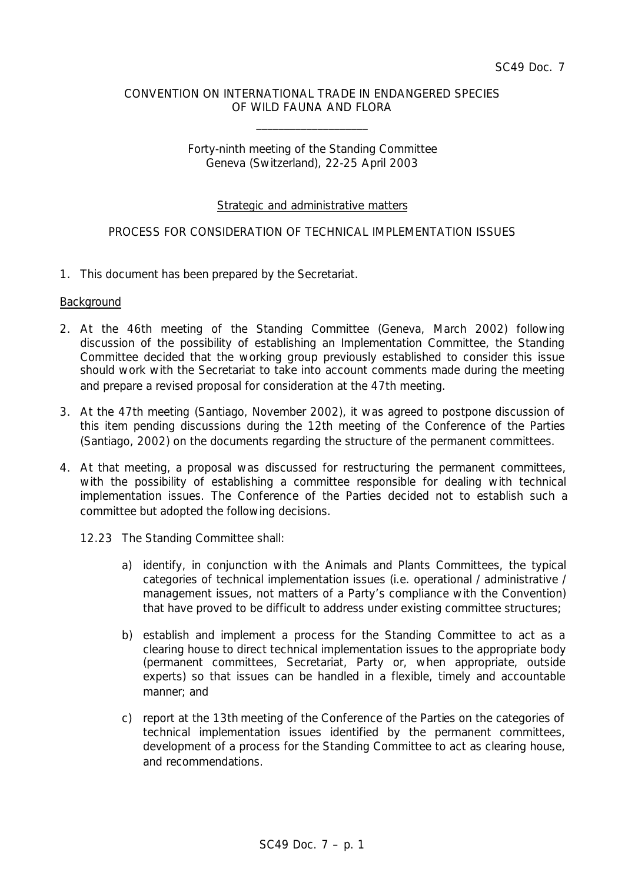SC49 Doc. 7

CONVENTION ON INTERNATIONAL TRADE IN ENDANGERED SPECIES OF WILD FAUNA AND FLORA

\_\_\_\_\_\_\_\_\_\_\_\_\_\_\_\_\_\_\_\_

Forty-ninth meeting of the Standing Committee
Geneva (Switzerland), 22-25 April 2003

Strategic and administrative matters

PROCESS FOR CONSIDERATION OF TECHNICAL IMPLEMENTATION ISSUES

1. This document has been prepared by the Secretariat.

Background

2. At the 46th meeting of the Standing Committee (Geneva, March 2002) following discussion of the possibility of establishing an Implementation Committee, the Standing Committee decided that the working group previously established to consider this issue should work with the Secretariat to take into account comments made during the meeting and prepare a revised proposal for consideration at the 47th meeting.

3. At the 47th meeting (Santiago, November 2002), it was agreed to postpone discussion of this item pending discussions during the 12th meeting of the Conference of the Parties (Santiago, 2002) on the documents regarding the structure of the permanent committees.

4. At that meeting, a proposal was discussed for restructuring the permanent committees, with the possibility of establishing a committee responsible for dealing with technical implementation issues. The Conference of the Parties decided not to establish such a committee but adopted the following decisions.

   12.23 The Standing Committee shall:

   a) identify, in conjunction with the Animals and Plants Committees, the typical categories of technical implementation issues (i.e. operational / administrative / management issues, not matters of a Party's compliance with the Convention) that have proved to be difficult to address under existing committee structures;

   b) establish and implement a process for the Standing Committee to act as a clearing house to direct technical implementation issues to the appropriate body (permanent committees, Secretariat, Party or, when appropriate, outside experts) so that issues can be handled in a flexible, timely and accountable manner; and

   c) report at the 13th meeting of the Conference of the Parties on the categories of technical implementation issues identified by the permanent committees, development of a process for the Standing Committee to act as clearing house, and recommendations.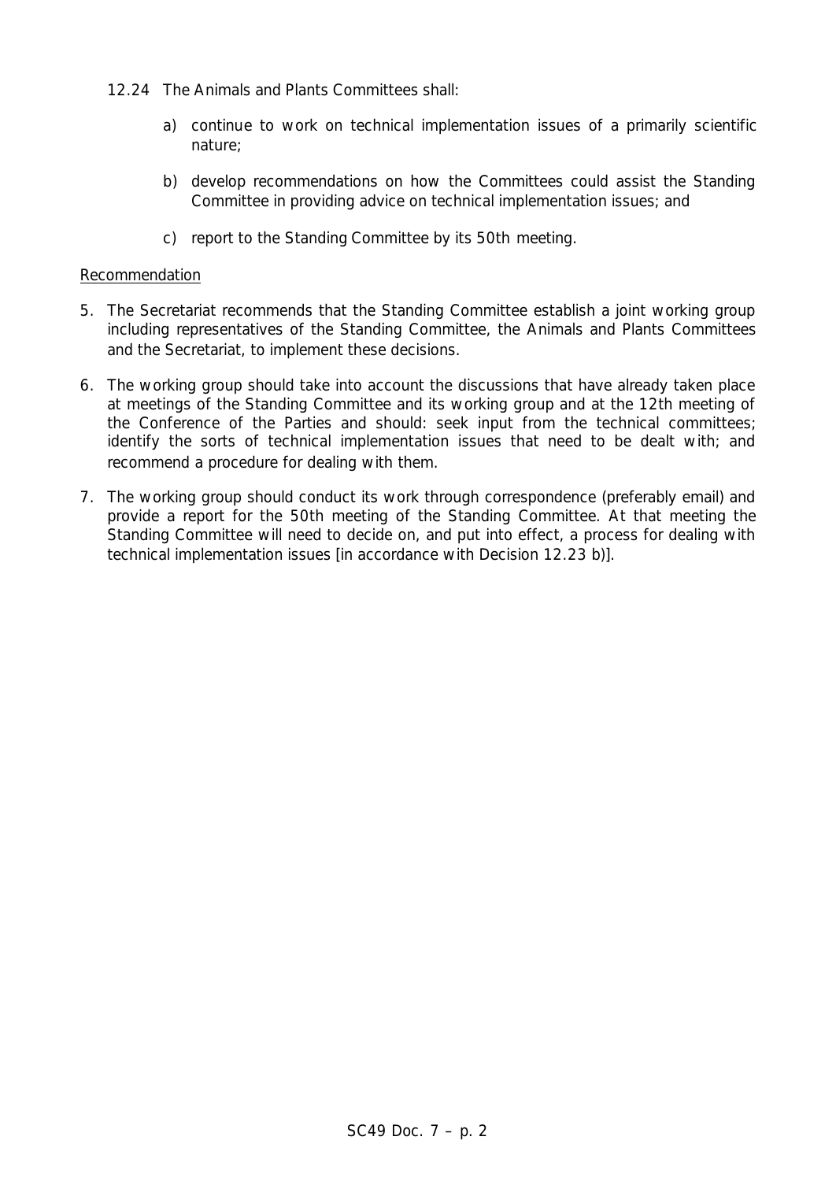12.24 The Animals and Plants Committees shall:

a) continue to work on technical implementation issues of a primarily scientific nature;

b) develop recommendations on how the Committees could assist the Standing Committee in providing advice on technical implementation issues; and

c) report to the Standing Committee by its 50th meeting.

Recommendation

5. The Secretariat recommends that the Standing Committee establish a joint working group including representatives of the Standing Committee, the Animals and Plants Committees and the Secretariat, to implement these decisions.

6. The working group should take into account the discussions that have already taken place at meetings of the Standing Committee and its working group and at the 12th meeting of the Conference of the Parties and should: seek input from the technical committees; identify the sorts of technical implementation issues that need to be dealt with; and recommend a procedure for dealing with them.

7. The working group should conduct its work through correspondence (preferably email) and provide a report for the 50th meeting of the Standing Committee. At that meeting the Standing Committee will need to decide on, and put into effect, a process for dealing with technical implementation issues [in accordance with Decision 12.23 b)].